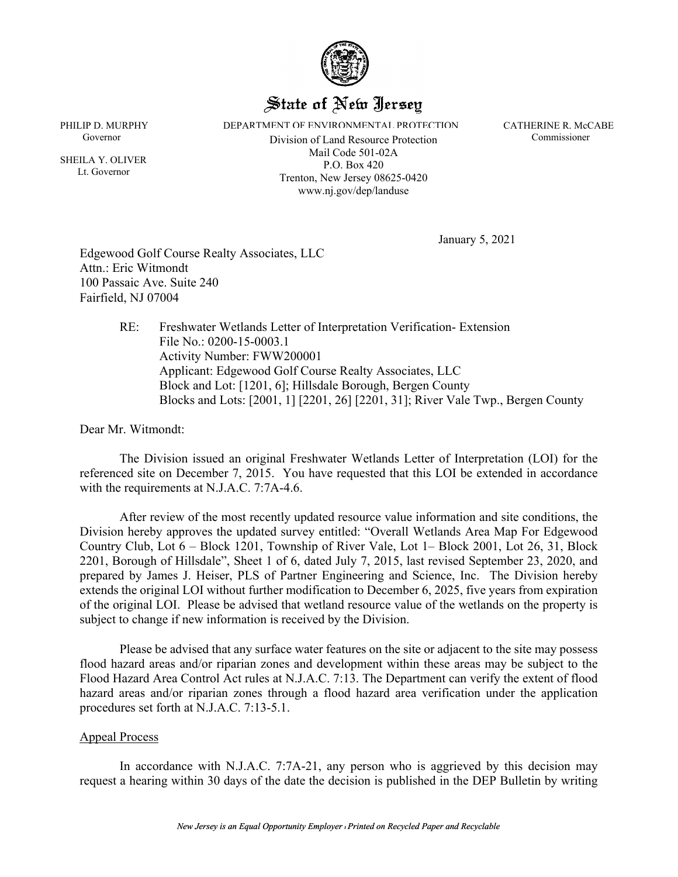# State of New Jersey

PHILIP D. MURPHY
Governor

SHEILA Y. OLIVER
Lt. Governor

DEPARTMENT OF ENVIRONMENTAL PROTECTION
Division of Land Resource Protection
Mail Code 501-02A
P.O. Box 420
Trenton, New Jersey 08625-0420
www.nj.gov/dep/landuse

CATHERINE R. McCABE
Commissioner

January 5, 2021

Edgewood Golf Course Realty Associates, LLC
Attn.: Eric Witmondt
100 Passaic Ave. Suite 240
Fairfield, NJ 07004

RE: Freshwater Wetlands Letter of Interpretation Verification- Extension
File No.: 0200-15-0003.1
Activity Number: FWW200001
Applicant: Edgewood Golf Course Realty Associates, LLC
Block and Lot: [1201, 6]; Hillsdale Borough, Bergen County
Blocks and Lots: [2001, 1] [2201, 26] [2201, 31]; River Vale Twp., Bergen County

Dear Mr. Witmondt:

The Division issued an original Freshwater Wetlands Letter of Interpretation (LOI) for the referenced site on December 7, 2015. You have requested that this LOI be extended in accordance with the requirements at N.J.A.C. 7:7A-4.6.

After review of the most recently updated resource value information and site conditions, the Division hereby approves the updated survey entitled: "Overall Wetlands Area Map For Edgewood Country Club, Lot 6 – Block 1201, Township of River Vale, Lot 1– Block 2001, Lot 26, 31, Block 2201, Borough of Hillsdale", Sheet 1 of 6, dated July 7, 2015, last revised September 23, 2020, and prepared by James J. Heiser, PLS of Partner Engineering and Science, Inc. The Division hereby extends the original LOI without further modification to December 6, 2025, five years from expiration of the original LOI. Please be advised that wetland resource value of the wetlands on the property is subject to change if new information is received by the Division.

Please be advised that any surface water features on the site or adjacent to the site may possess flood hazard areas and/or riparian zones and development within these areas may be subject to the Flood Hazard Area Control Act rules at N.J.A.C. 7:13. The Department can verify the extent of flood hazard areas and/or riparian zones through a flood hazard area verification under the application procedures set forth at N.J.A.C. 7:13-5.1.

## Appeal Process

In accordance with N.J.A.C. 7:7A-21, any person who is aggrieved by this decision may request a hearing within 30 days of the date the decision is published in the DEP Bulletin by writing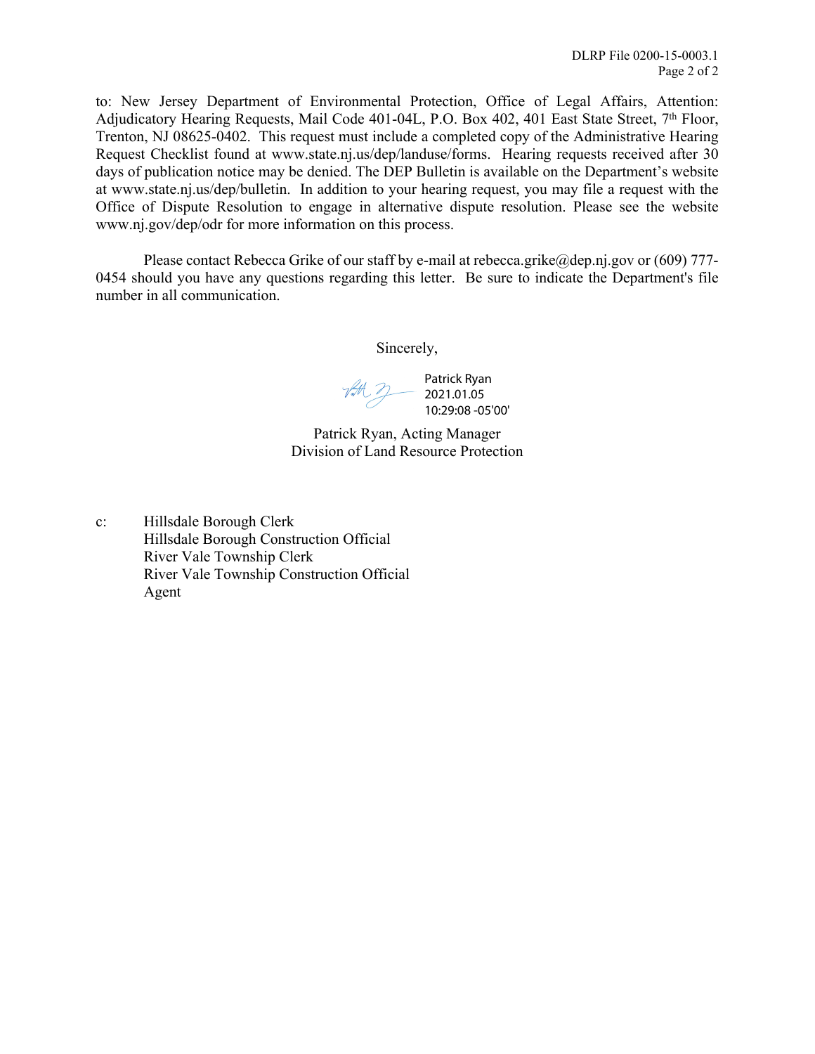to: New Jersey Department of Environmental Protection, Office of Legal Affairs, Attention: Adjudicatory Hearing Requests, Mail Code 401-04L, P.O. Box 402, 401 East State Street, 7th Floor, Trenton, NJ 08625-0402. This request must include a completed copy of the Administrative Hearing Request Checklist found at www.state.nj.us/dep/landuse/forms. Hearing requests received after 30 days of publication notice may be denied. The DEP Bulletin is available on the Department's website at www.state.nj.us/dep/bulletin. In addition to your hearing request, you may file a request with the Office of Dispute Resolution to engage in alternative dispute resolution. Please see the website www.nj.gov/dep/odr for more information on this process.

Please contact Rebecca Grike of our staff by e-mail at rebecca.grike@dep.nj.gov or (609) 777-0454 should you have any questions regarding this letter. Be sure to indicate the Department's file number in all communication.

Sincerely,

Patrick Ryan
2021.01.05
10:29:08 -05'00'

Patrick Ryan, Acting Manager
Division of Land Resource Protection

c: Hillsdale Borough Clerk
Hillsdale Borough Construction Official
River Vale Township Clerk
River Vale Township Construction Official
Agent